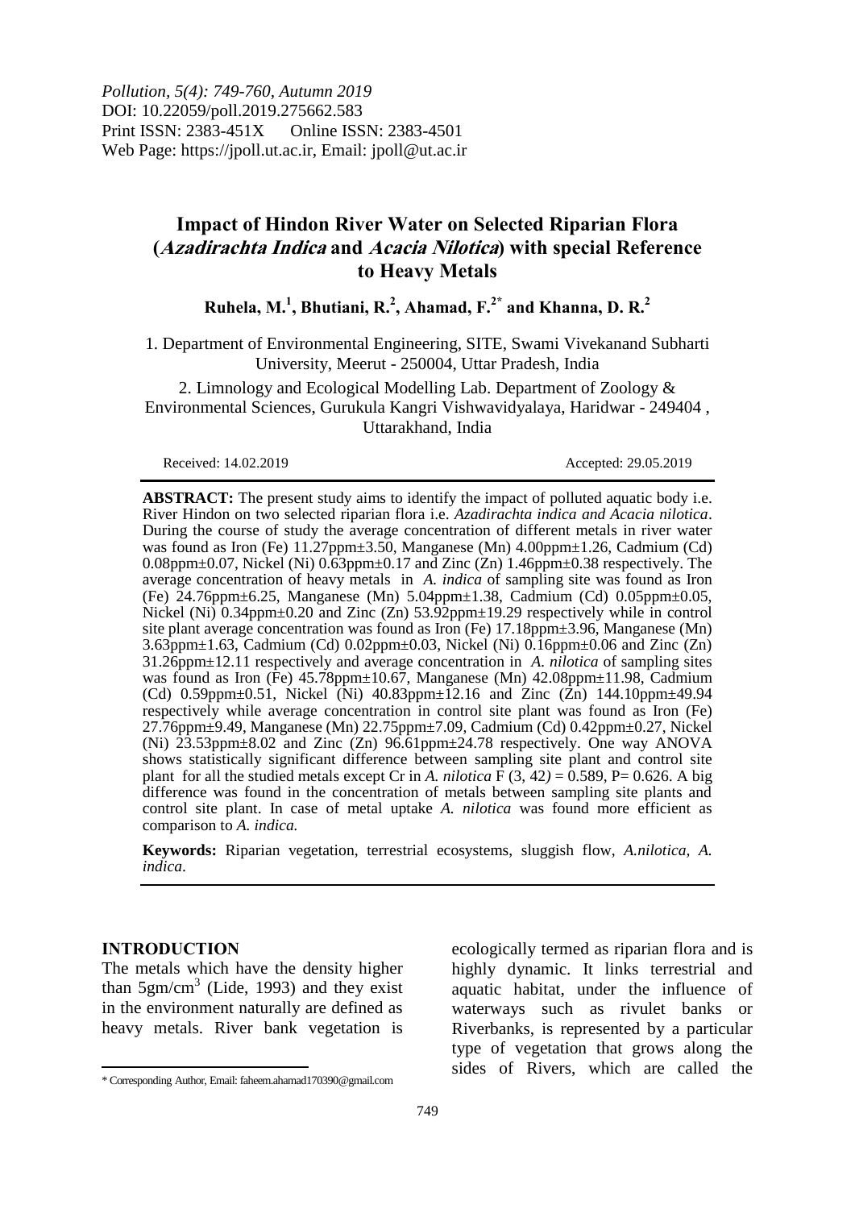Pollution, 5(4): 749-760, Autumn 2019
DOI: 10.22059/poll.2019.275662.583
Print ISSN: 2383-451X Online ISSN: 2383-4501
Web Page: https://jpoll.ut.ac.ir, Email: jpoll@ut.ac.ir

# Impact of Hindon River Water on Selected Riparian Flora (*Azadirachta Indica* and *Acacia Nilotica*) with special Reference to Heavy Metals

**Ruhela, M.[1], Bhutiani, R.[2], Ahamad, F.[2*] and Khanna, D. R.[2]**

1. Department of Environmental Engineering, SITE, Swami Vivekanand Subharti University, Meerut - 250004, Uttar Pradesh, India

2. Limnology and Ecological Modelling Lab. Department of Zoology & Environmental Sciences, Gurukula Kangri Vishwavidyalaya, Haridwar - 249404 , Uttarakhand, India

Received: 14.02.2019 Accepted: 29.05.2019

**ABSTRACT:** The present study aims to identify the impact of polluted aquatic body i.e. River Hindon on two selected riparian flora i.e. *Azadirachta indica and Acacia nilotica*. During the course of study the average concentration of different metals in river water was found as Iron (Fe) 11.27ppm±3.50, Manganese (Mn) 4.00ppm±1.26, Cadmium (Cd) 0.08ppm±0.07, Nickel (Ni) 0.63ppm±0.17 and Zinc (Zn) 1.46ppm±0.38 respectively. The average concentration of heavy metals in *A. indica* of sampling site was found as Iron (Fe) 24.76ppm±6.25, Manganese (Mn) 5.04ppm±1.38, Cadmium (Cd) 0.05ppm±0.05, Nickel (Ni) 0.34ppm±0.20 and Zinc (Zn) 53.92ppm±19.29 respectively while in control site plant average concentration was found as Iron (Fe) 17.18ppm±3.96, Manganese (Mn) 3.63ppm±1.63, Cadmium (Cd) 0.02ppm±0.03, Nickel (Ni) 0.16ppm±0.06 and Zinc (Zn) 31.26ppm±12.11 respectively and average concentration in *A. nilotica* of sampling sites was found as Iron (Fe) 45.78ppm±10.67, Manganese (Mn) 42.08ppm±11.98, Cadmium (Cd) 0.59ppm±0.51, Nickel (Ni) 40.83ppm±12.16 and Zinc (Zn) 144.10ppm±49.94 respectively while average concentration in control site plant was found as Iron (Fe) 27.76ppm±9.49, Manganese (Mn) 22.75ppm±7.09, Cadmium (Cd) 0.42ppm±0.27, Nickel (Ni) 23.53ppm±8.02 and Zinc (Zn) 96.61ppm±24.78 respectively. One way ANOVA shows statistically significant difference between sampling site plant and control site plant for all the studied metals except Cr in *A. nilotica* $F(3, 42) = 0.589$, $P= 0.626$. A big difference was found in the concentration of metals between sampling site plants and control site plant. In case of metal uptake *A. nilotica* was found more efficient as comparison to *A. indica.*

**Keywords:** Riparian vegetation, terrestrial ecosystems, sluggish flow, *A.nilotica*, *A. indica*.

## INTRODUCTION

The metals which have the density higher than $5 gm/cm^3$ (Lide, 1993) and they exist in the environment naturally are defined as heavy metals. River bank vegetation is ecologically termed as riparian flora and is highly dynamic. It links terrestrial and aquatic habitat, under the influence of waterways such as rivulet banks or Riverbanks, is represented by a particular type of vegetation that grows along the sides of Rivers, which are called the

\* Corresponding Author, Email: faheem.ahamad170390@gmail.com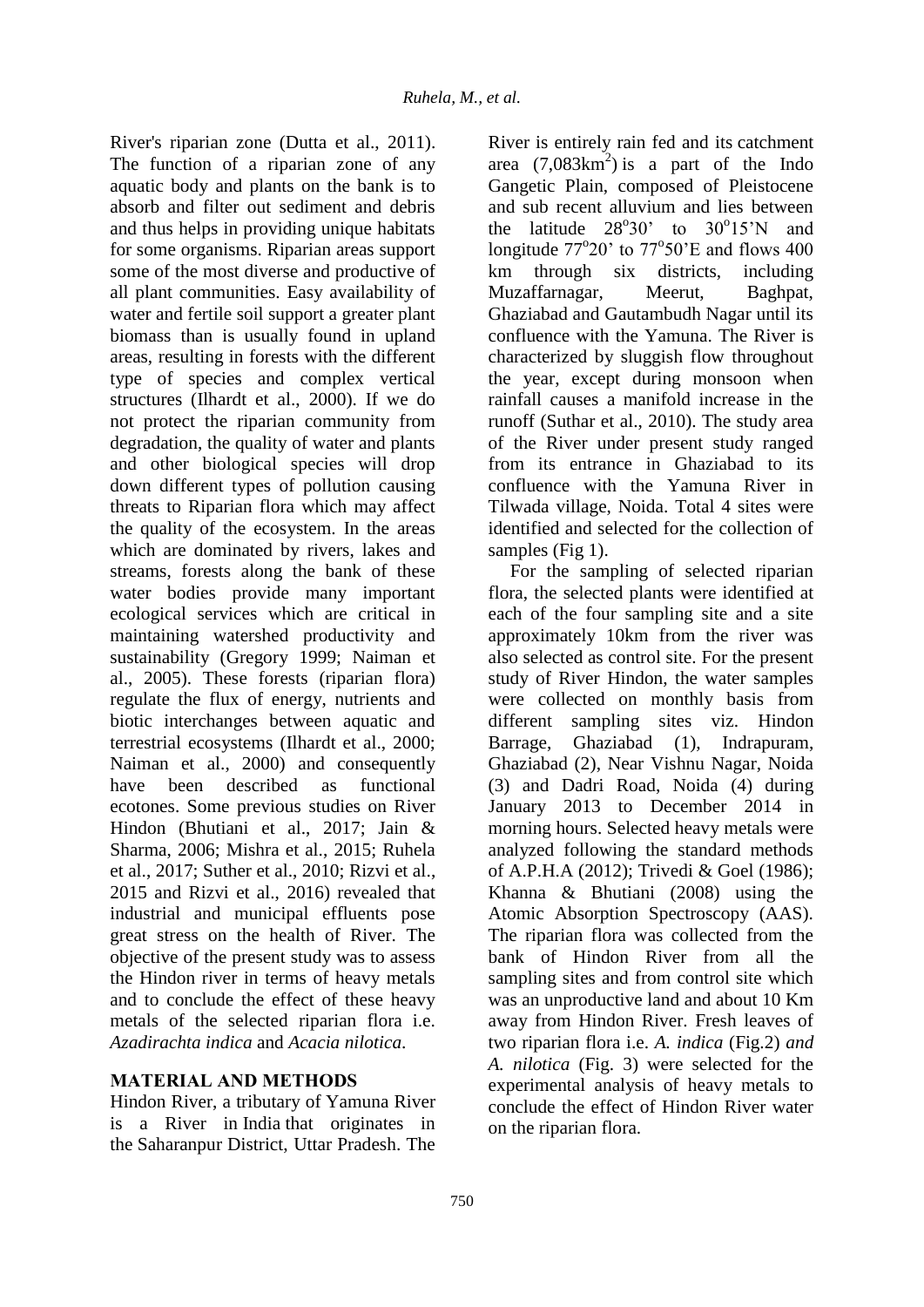River's riparian zone (Dutta et al., 2011). The function of a riparian zone of any aquatic body and plants on the bank is to absorb and filter out sediment and debris and thus helps in providing unique habitats for some organisms. Riparian areas support some of the most diverse and productive of all plant communities. Easy availability of water and fertile soil support a greater plant biomass than is usually found in upland areas, resulting in forests with the different type of species and complex vertical structures (Ilhardt et al., 2000). If we do not protect the riparian community from degradation, the quality of water and plants and other biological species will drop down different types of pollution causing threats to Riparian flora which may affect the quality of the ecosystem. In the areas which are dominated by rivers, lakes and streams, forests along the bank of these water bodies provide many important ecological services which are critical in maintaining watershed productivity and sustainability (Gregory 1999; Naiman et al., 2005). These forests (riparian flora) regulate the flux of energy, nutrients and biotic interchanges between aquatic and terrestrial ecosystems (Ilhardt et al., 2000; Naiman et al., 2000) and consequently have been described as functional ecotones. Some previous studies on River Hindon (Bhutiani et al., 2017; Jain & Sharma, 2006; Mishra et al., 2015; Ruhela et al., 2017; Suther et al., 2010; Rizvi et al., 2015 and Rizvi et al., 2016) revealed that industrial and municipal effluents pose great stress on the health of River. The objective of the present study was to assess the Hindon river in terms of heavy metals and to conclude the effect of these heavy metals of the selected riparian flora i.e. *Azadirachta indica* and *Acacia nilotica*.

## MATERIAL AND METHODS

Hindon River, a tributary of Yamuna River is a River in India that originates in the Saharanpur District, Uttar Pradesh. The River is entirely rain fed and its catchment area (7,083km$^2$) is a part of the Indo Gangetic Plain, composed of Pleistocene and sub recent alluvium and lies between the latitude 28$^o$30' to 30$^o$15'N and longitude 77$^o$20' to 77$^o$50'E and flows 400 km through six districts, including Muzaffarnagar, Meerut, Baghpat, Ghaziabad and Gautambudh Nagar until its confluence with the Yamuna. The River is characterized by sluggish flow throughout the year, except during monsoon when rainfall causes a manifold increase in the runoff (Suthar et al., 2010). The study area of the River under present study ranged from its entrance in Ghaziabad to its confluence with the Yamuna River in Tilwada village, Noida. Total 4 sites were identified and selected for the collection of samples (Fig 1).

For the sampling of selected riparian flora, the selected plants were identified at each of the four sampling site and a site approximately 10km from the river was also selected as control site. For the present study of River Hindon, the water samples were collected on monthly basis from different sampling sites viz. Hindon Barrage, Ghaziabad (1), Indrapuram, Ghaziabad (2), Near Vishnu Nagar, Noida (3) and Dadri Road, Noida (4) during January 2013 to December 2014 in morning hours. Selected heavy metals were analyzed following the standard methods of A.P.H.A (2012); Trivedi & Goel (1986); Khanna & Bhutiani (2008) using the Atomic Absorption Spectroscopy (AAS). The riparian flora was collected from the bank of Hindon River from all the sampling sites and from control site which was an unproductive land and about 10 Km away from Hindon River. Fresh leaves of two riparian flora i.e. *A. indica* (Fig.2) *and A. nilotica* (Fig. 3) were selected for the experimental analysis of heavy metals to conclude the effect of Hindon River water on the riparian flora.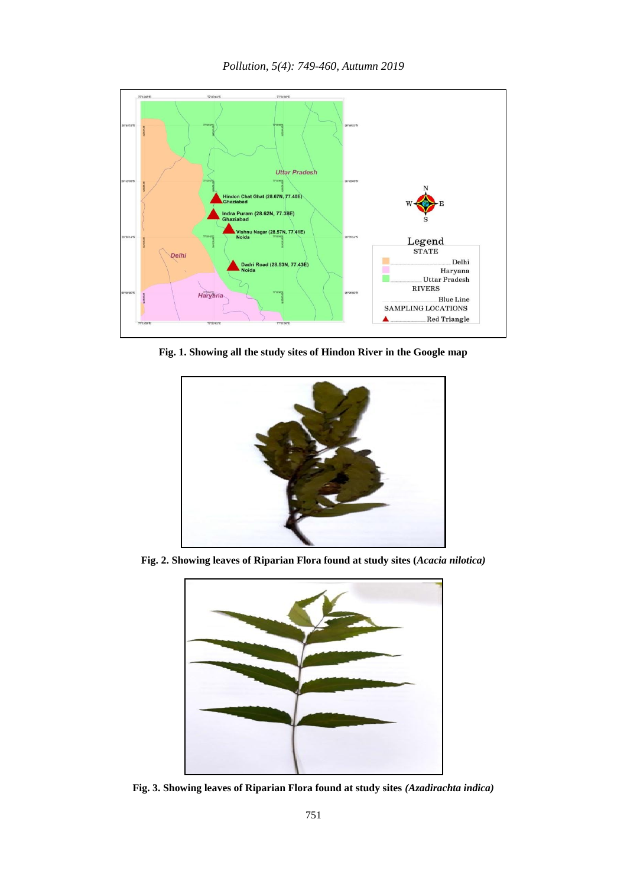Fig. 1. Showing all the study sites of Hindon River in the Google map

Fig. 2. Showing leaves of Riparian Flora found at study sites (*Acacia nilotica*)

Fig. 3. Showing leaves of Riparian Flora found at study sites *(Azadirachta indica)*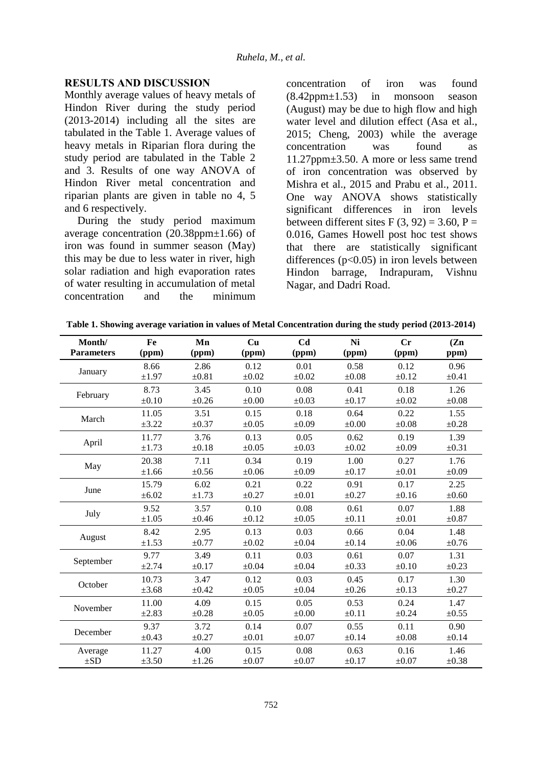## RESULTS AND DISCUSSION

Monthly average values of heavy metals of Hindon River during the study period (2013-2014) including all the sites are tabulated in the Table 1. Average values of heavy metals in Riparian flora during the study period are tabulated in the Table 2 and 3. Results of one way ANOVA of Hindon River metal concentration and riparian plants are given in table no 4, 5 and 6 respectively.

During the study period maximum average concentration (20.38ppm±1.66) of iron was found in summer season (May) this may be due to less water in river, high solar radiation and high evaporation rates of water resulting in accumulation of metal concentration and the minimum concentration of iron was found (8.42ppm±1.53) in monsoon season (August) may be due to high flow and high water level and dilution effect (Asa et al., 2015; Cheng, 2003) while the average concentration was found as 11.27ppm±3.50. A more or less same trend of iron concentration was observed by Mishra et al., 2015 and Prabu et al., 2011. One way ANOVA shows statistically significant differences in iron levels between different sites $F(3, 92) = 3.60$, $P = 0.016$, Games Howell post hoc test shows that there are statistically significant differences ($p<0.05$) in iron levels between Hindon barrage, Indrapuram, Vishnu Nagar, and Dadri Road.

**Table 1. Showing average variation in values of Metal Concentration during the study period (2013-2014)**

| Month/ Parameters | Fe (ppm) | Mn (ppm) | Cu (ppm) | Cd (ppm) | Ni (ppm) | Cr (ppm) | (Zn ppm) |
|---|---|---|---|---|---|---|---|
| January | 8.66 ±1.97 | 2.86 ±0.81 | 0.12 ±0.02 | 0.01 ±0.02 | 0.58 ±0.08 | 0.12 ±0.12 | 0.96 ±0.41 |
| February | 8.73 ±0.10 | 3.45 ±0.26 | 0.10 ±0.00 | 0.08 ±0.03 | 0.41 ±0.17 | 0.18 ±0.02 | 1.26 ±0.08 |
| March | 11.05 ±3.22 | 3.51 ±0.37 | 0.15 ±0.05 | 0.18 ±0.09 | 0.64 ±0.00 | 0.22 ±0.08 | 1.55 ±0.28 |
| April | 11.77 ±1.73 | 3.76 ±0.18 | 0.13 ±0.05 | 0.05 ±0.03 | 0.62 ±0.02 | 0.19 ±0.09 | 1.39 ±0.31 |
| May | 20.38 ±1.66 | 7.11 ±0.56 | 0.34 ±0.06 | 0.19 ±0.09 | 1.00 ±0.17 | 0.27 ±0.01 | 1.76 ±0.09 |
| June | 15.79 ±6.02 | 6.02 ±1.73 | 0.21 ±0.27 | 0.22 ±0.01 | 0.91 ±0.27 | 0.17 ±0.16 | 2.25 ±0.60 |
| July | 9.52 ±1.05 | 3.57 ±0.46 | 0.10 ±0.12 | 0.08 ±0.05 | 0.61 ±0.11 | 0.07 ±0.01 | 1.88 ±0.87 |
| August | 8.42 ±1.53 | 2.95 ±0.77 | 0.13 ±0.02 | 0.03 ±0.04 | 0.66 ±0.14 | 0.04 ±0.06 | 1.48 ±0.76 |
| September | 9.77 ±2.74 | 3.49 ±0.17 | 0.11 ±0.04 | 0.03 ±0.04 | 0.61 ±0.33 | 0.07 ±0.10 | 1.31 ±0.23 |
| October | 10.73 ±3.68 | 3.47 ±0.42 | 0.12 ±0.05 | 0.03 ±0.04 | 0.45 ±0.26 | 0.17 ±0.13 | 1.30 ±0.27 |
| November | 11.00 ±2.83 | 4.09 ±0.28 | 0.15 ±0.05 | 0.05 ±0.00 | 0.53 ±0.11 | 0.24 ±0.24 | 1.47 ±0.55 |
| December | 9.37 ±0.43 | 3.72 ±0.27 | 0.14 ±0.01 | 0.07 ±0.07 | 0.55 ±0.14 | 0.11 ±0.08 | 0.90 ±0.14 |
| Average ±SD | 11.27 ±3.50 | 4.00 ±1.26 | 0.15 ±0.07 | 0.08 ±0.07 | 0.63 ±0.17 | 0.16 ±0.07 | 1.46 ±0.38 |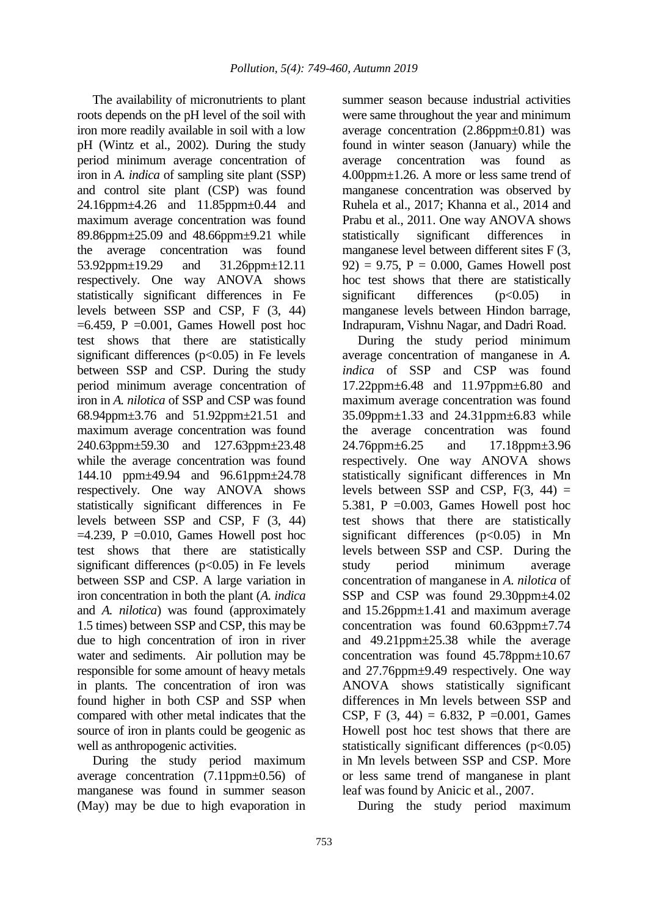The availability of micronutrients to plant roots depends on the pH level of the soil with iron more readily available in soil with a low pH (Wintz et al., 2002). During the study period minimum average concentration of iron in *A. indica* of sampling site plant (SSP) and control site plant (CSP) was found 24.16ppm±4.26 and 11.85ppm±0.44 and maximum average concentration was found 89.86ppm±25.09 and 48.66ppm±9.21 while the average concentration was found 53.92ppm±19.29 and 31.26ppm±12.11 respectively. One way ANOVA shows statistically significant differences in Fe levels between SSP and CSP, $F(3, 44) = 6.459$, $P = 0.001$, Games Howell post hoc test shows that there are statistically significant differences ($p<0.05$) in Fe levels between SSP and CSP. During the study period minimum average concentration of iron in *A. nilotica* of SSP and CSP was found 68.94ppm±3.76 and 51.92ppm±21.51 and maximum average concentration was found 240.63ppm±59.30 and 127.63ppm±23.48 while the average concentration was found 144.10 ppm±49.94 and 96.61ppm±24.78 respectively. One way ANOVA shows statistically significant differences in Fe levels between SSP and CSP, $F(3, 44) = 4.239$, $P = 0.010$, Games Howell post hoc test shows that there are statistically significant differences ($p<0.05$) in Fe levels between SSP and CSP. A large variation in iron concentration in both the plant (*A. indica* and *A. nilotica*) was found (approximately 1.5 times) between SSP and CSP, this may be due to high concentration of iron in river water and sediments. Air pollution may be responsible for some amount of heavy metals in plants. The concentration of iron was found higher in both CSP and SSP when compared with other metal indicates that the source of iron in plants could be geogenic as well as anthropogenic activities.

During the study period maximum average concentration (7.11ppm±0.56) of manganese was found in summer season (May) may be due to high evaporation in summer season because industrial activities were same throughout the year and minimum average concentration (2.86ppm±0.81) was found in winter season (January) while the average concentration was found as 4.00ppm±1.26. A more or less same trend of manganese concentration was observed by Ruhela et al., 2017; Khanna et al., 2014 and Prabu et al., 2011. One way ANOVA shows statistically significant differences in manganese level between different sites $F(3, 92) = 9.75$, $P = 0.000$, Games Howell post hoc test shows that there are statistically significant differences ($p<0.05$) in manganese levels between Hindon barrage, Indrapuram, Vishnu Nagar, and Dadri Road.

During the study period minimum average concentration of manganese in *A. indica* of SSP and CSP was found 17.22ppm±6.48 and 11.97ppm±6.80 and maximum average concentration was found 35.09ppm±1.33 and 24.31ppm±6.83 while the average concentration was found 24.76ppm±6.25 and 17.18ppm±3.96 respectively. One way ANOVA shows statistically significant differences in Mn levels between SSP and CSP, $F(3, 44) = 5.381$, $P = 0.003$, Games Howell post hoc test shows that there are statistically significant differences ($p<0.05$) in Mn levels between SSP and CSP. During the study period minimum average concentration of manganese in *A. nilotica* of SSP and CSP was found 29.30ppm±4.02 and 15.26ppm±1.41 and maximum average concentration was found 60.63ppm±7.74 and 49.21ppm±25.38 while the average concentration was found 45.78ppm±10.67 and 27.76ppm±9.49 respectively. One way ANOVA shows statistically significant differences in Mn levels between SSP and CSP, $F(3, 44) = 6.832$, $P = 0.001$, Games Howell post hoc test shows that there are statistically significant differences ($p<0.05$) in Mn levels between SSP and CSP. More or less same trend of manganese in plant leaf was found by Anicic et al., 2007.

During the study period maximum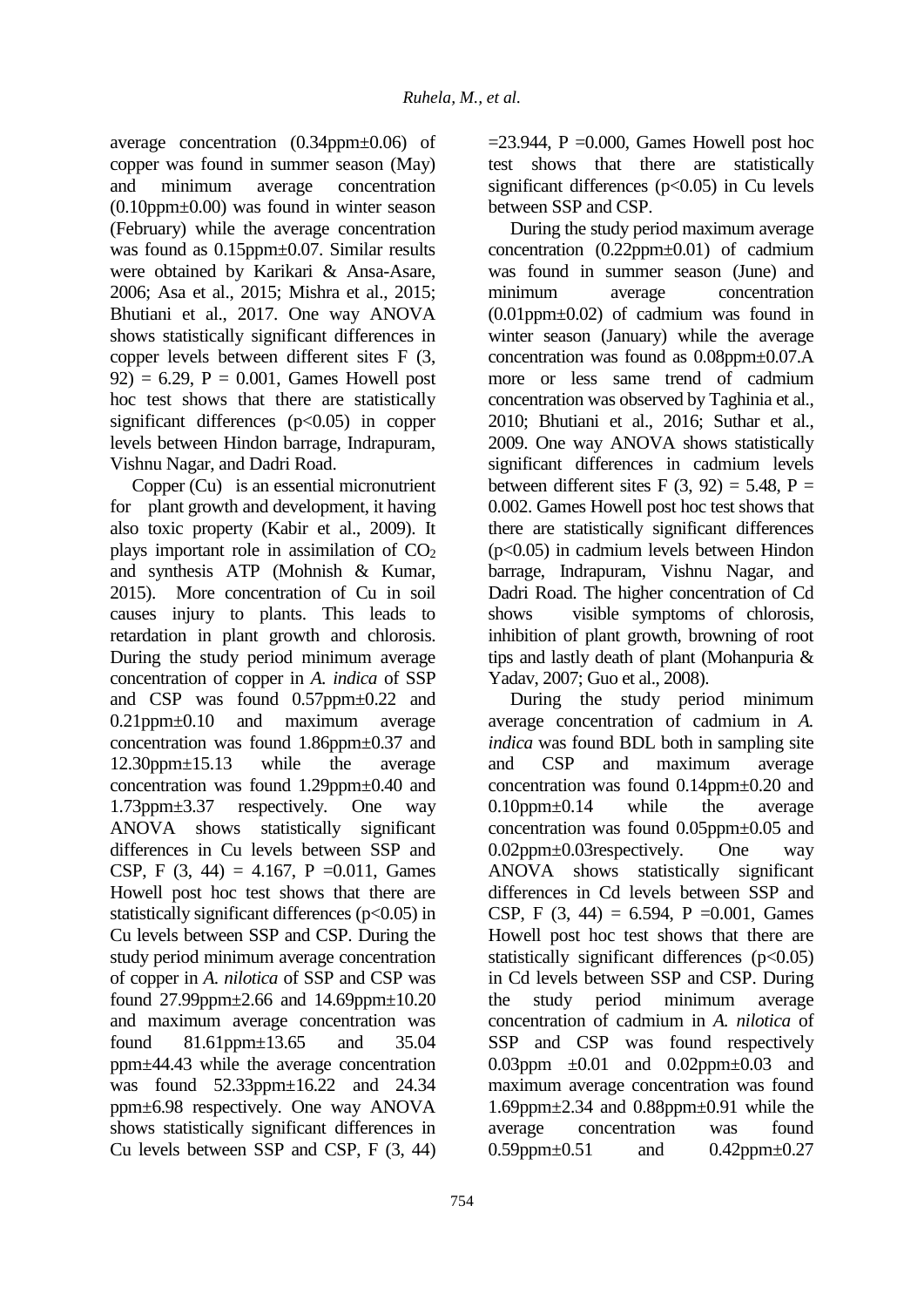average concentration (0.34ppm±0.06) of copper was found in summer season (May) and minimum average concentration (0.10ppm±0.00) was found in winter season (February) while the average concentration was found as 0.15ppm±0.07. Similar results were obtained by Karikari & Ansa-Asare, 2006; Asa et al., 2015; Mishra et al., 2015; Bhutiani et al., 2017. One way ANOVA shows statistically significant differences in copper levels between different sites $F (3, 92) = 6.29$, $P = 0.001$, Games Howell post hoc test shows that there are statistically significant differences ($p<0.05$) in copper levels between Hindon barrage, Indrapuram, Vishnu Nagar, and Dadri Road.

Copper (Cu) is an essential micronutrient for plant growth and development, it having also toxic property (Kabir et al., 2009). It plays important role in assimilation of $CO_2$ and synthesis ATP (Mohnish & Kumar, 2015). More concentration of Cu in soil causes injury to plants. This leads to retardation in plant growth and chlorosis. During the study period minimum average concentration of copper in *A. indica* of SSP and CSP was found 0.57ppm±0.22 and 0.21ppm±0.10 and maximum average concentration was found 1.86ppm±0.37 and 12.30ppm±15.13 while the average concentration was found 1.29ppm±0.40 and 1.73ppm±3.37 respectively. One way ANOVA shows statistically significant differences in Cu levels between SSP and CSP, $F (3, 44) = 4.167$, $P =0.011$, Games Howell post hoc test shows that there are statistically significant differences ($p<0.05$) in Cu levels between SSP and CSP. During the study period minimum average concentration of copper in *A. nilotica* of SSP and CSP was found 27.99ppm±2.66 and 14.69ppm±10.20 and maximum average concentration was found 81.61ppm±13.65 and 35.04 ppm±44.43 while the average concentration was found 52.33ppm±16.22 and 24.34 ppm±6.98 respectively. One way ANOVA shows statistically significant differences in Cu levels between SSP and CSP, $F (3, 44) =23.944$, $P =0.000$, Games Howell post hoc test shows that there are statistically significant differences ($p<0.05$) in Cu levels between SSP and CSP.

During the study period maximum average concentration (0.22ppm±0.01) of cadmium was found in summer season (June) and minimum average concentration (0.01ppm±0.02) of cadmium was found in winter season (January) while the average concentration was found as 0.08ppm±0.07.A more or less same trend of cadmium concentration was observed by Taghinia et al., 2010; Bhutiani et al., 2016; Suthar et al., 2009. One way ANOVA shows statistically significant differences in cadmium levels between different sites $F (3, 92) = 5.48$, $P = 0.002$. Games Howell post hoc test shows that there are statistically significant differences ($p<0.05$) in cadmium levels between Hindon barrage, Indrapuram, Vishnu Nagar, and Dadri Road. The higher concentration of Cd shows visible symptoms of chlorosis, inhibition of plant growth, browning of root tips and lastly death of plant (Mohanpuria & Yadav, 2007; Guo et al., 2008).

During the study period minimum average concentration of cadmium in *A. indica* was found BDL both in sampling site and CSP and maximum average concentration was found 0.14ppm±0.20 and 0.10ppm±0.14 while the average concentration was found 0.05ppm±0.05 and 0.02ppm±0.03respectively. One way ANOVA shows statistically significant differences in Cd levels between SSP and CSP, $F (3, 44) = 6.594$, $P =0.001$, Games Howell post hoc test shows that there are statistically significant differences ($p<0.05$) in Cd levels between SSP and CSP. During the study period minimum average concentration of cadmium in *A. nilotica* of SSP and CSP was found respectively 0.03ppm ±0.01 and 0.02ppm±0.03 and maximum average concentration was found 1.69ppm±2.34 and 0.88ppm±0.91 while the average concentration was found 0.59ppm±0.51 and 0.42ppm±0.27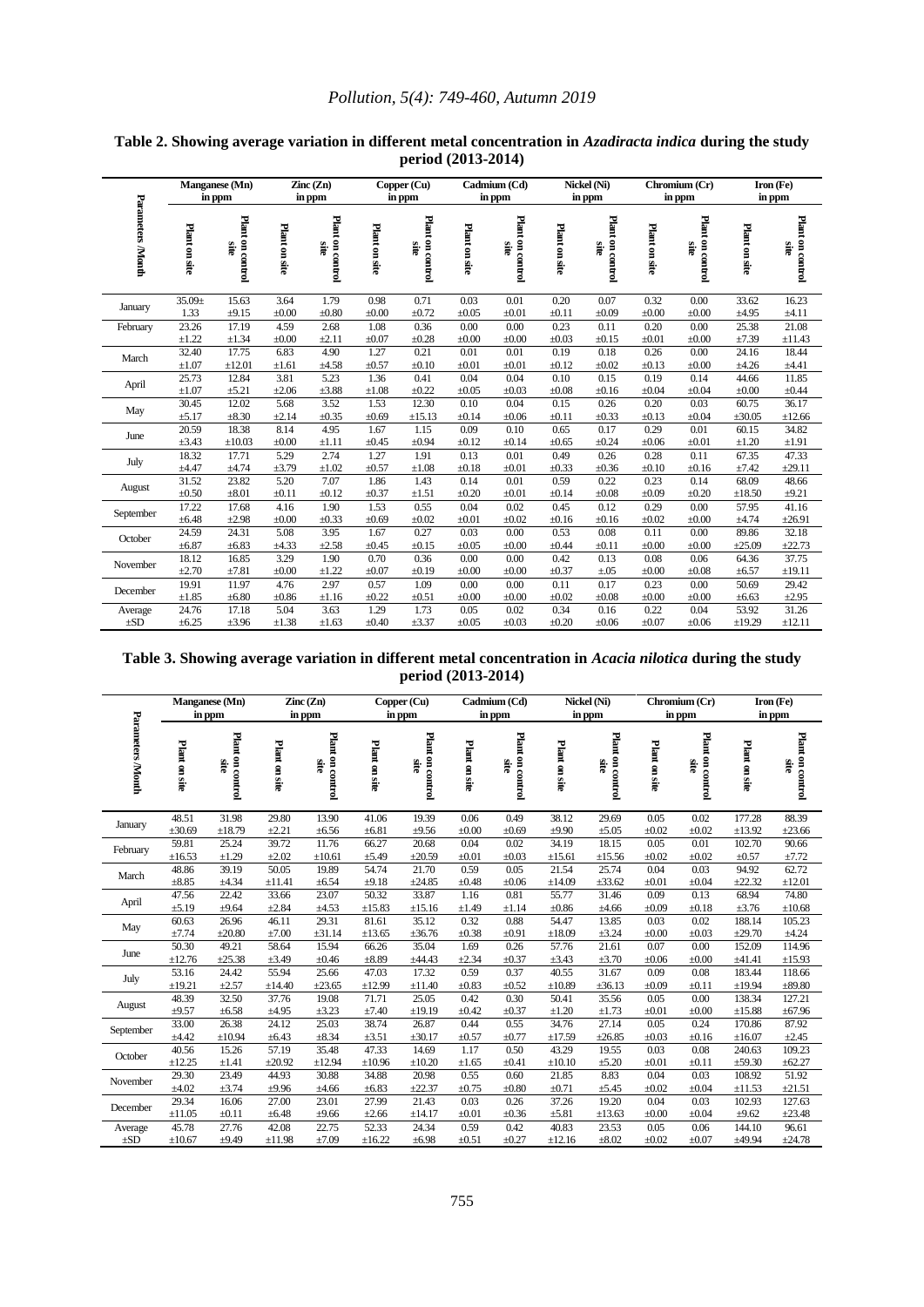**Table 2. Showing average variation in different metal concentration in *Azadiracta indica* during the study period (2013-2014)**

| Parameters /Month | Manganese (Mn) in ppm | | Zinc (Zn) in ppm | | Copper (Cu) in ppm | | Cadmium (Cd) in ppm | | Nickel (Ni) in ppm | | Chromium (Cr) in ppm | | Iron (Fe) in ppm | |
|---|---|---|---|---|---|---|---|---|---|---|---|---|---|---|
| | Plant on site | Plant on control site | Plant on site | Plant on control site | Plant on site | Plant on control site | Plant on site | Plant on control site | Plant on site | Plant on control site | Plant on site | Plant on control site | Plant on site | Plant on control site |
| January | 35.09± 1.33 | 15.63 ±9.15 | 3.64 ±0.00 | 1.79 ±0.80 | 0.98 ±0.00 | 0.71 ±0.72 | 0.03 ±0.05 | 0.01 ±0.01 | 0.20 ±0.11 | 0.07 ±0.09 | 0.32 ±0.00 | 0.00 ±0.00 | 33.62 ±4.95 | 16.23 ±4.11 |
| February | 23.26 ±1.22 | 17.19 ±1.34 | 4.59 ±0.00 | 2.68 ±2.11 | 1.08 ±0.07 | 0.36 ±0.28 | 0.00 ±0.00 | 0.00 ±0.00 | 0.23 ±0.03 | 0.11 ±0.15 | 0.20 ±0.01 | 0.00 ±0.00 | 25.38 ±7.39 | 21.08 ±11.43 |
| March | 32.40 ±1.07 | 17.75 ±12.01 | 6.83 ±1.61 | 4.90 ±4.58 | 1.27 ±0.57 | 0.21 ±0.10 | 0.01 ±0.01 | 0.01 ±0.01 | 0.19 ±0.12 | 0.18 ±0.02 | 0.26 ±0.13 | 0.00 ±0.00 | 24.16 ±4.26 | 18.44 ±4.41 |
| April | 25.73 ±1.07 | 12.84 ±5.21 | 3.81 ±2.06 | 5.23 ±3.88 | 1.36 ±1.08 | 0.41 ±0.22 | 0.04 ±0.05 | 0.04 ±0.03 | 0.10 ±0.08 | 0.15 ±0.16 | 0.19 ±0.04 | 0.14 ±0.04 | 44.66 ±0.00 | 11.85 ±0.44 |
| May | 30.45 ±5.17 | 12.02 ±8.30 | 5.68 ±2.14 | 3.52 ±0.35 | 1.53 ±0.69 | 12.30 ±15.13 | 0.10 ±0.14 | 0.04 ±0.06 | 0.15 ±0.11 | 0.26 ±0.33 | 0.20 ±0.13 | 0.03 ±0.04 | 60.75 ±30.05 | 36.17 ±12.66 |
| June | 20.59 ±3.43 | 18.38 ±10.03 | 8.14 ±0.00 | 4.95 ±1.11 | 1.67 ±0.45 | 1.15 ±0.94 | 0.09 ±0.12 | 0.10 ±0.14 | 0.65 ±0.65 | 0.17 ±0.24 | 0.29 ±0.06 | 0.01 ±0.01 | 60.15 ±1.20 | 34.82 ±1.91 |
| July | 18.32 ±4.47 | 17.71 ±4.74 | 5.29 ±3.79 | 2.74 ±1.02 | 1.27 ±0.57 | 1.91 ±1.08 | 0.13 ±0.18 | 0.01 ±0.01 | 0.49 ±0.33 | 0.26 ±0.36 | 0.28 ±0.10 | 0.11 ±0.16 | 67.35 ±7.42 | 47.33 ±29.11 |
| August | 31.52 ±0.50 | 23.82 ±8.01 | 5.20 ±0.11 | 7.07 ±0.12 | 1.86 ±0.37 | 1.43 ±1.51 | 0.14 ±0.20 | 0.01 ±0.01 | 0.59 ±0.14 | 0.22 ±0.08 | 0.23 ±0.09 | 0.14 ±0.20 | 68.09 ±18.50 | 48.66 ±9.21 |
| September | 17.22 ±6.48 | 17.68 ±2.98 | 4.16 ±0.00 | 1.90 ±0.33 | 1.53 ±0.69 | 0.55 ±0.02 | 0.04 ±0.01 | 0.02 ±0.02 | 0.45 ±0.16 | 0.12 ±0.16 | 0.29 ±0.02 | 0.00 ±0.00 | 57.95 ±4.74 | 41.16 ±26.91 |
| October | 24.59 ±6.87 | 24.31 ±6.83 | 5.08 ±4.33 | 3.95 ±2.58 | 1.67 ±0.45 | 0.27 ±0.15 | 0.03 ±0.05 | 0.00 ±0.00 | 0.53 ±0.44 | 0.08 ±0.11 | 0.11 ±0.00 | 0.00 ±0.00 | 89.86 ±25.09 | 32.18 ±22.73 |
| November | 18.12 ±2.70 | 16.85 ±7.81 | 3.29 ±0.00 | 1.90 ±1.22 | 0.70 ±0.07 | 0.36 ±0.19 | 0.00 ±0.00 | 0.00 ±0.00 | 0.42 ±0.37 | 0.13 ±.05 | 0.08 ±0.00 | 0.06 ±0.08 | 64.36 ±6.57 | 37.75 ±19.11 |
| December | 19.91 ±1.85 | 11.97 ±6.80 | 4.76 ±0.86 | 2.97 ±1.16 | 0.57 ±0.22 | 1.09 ±0.51 | 0.00 ±0.00 | 0.00 ±0.00 | 0.11 ±0.02 | 0.17 ±0.08 | 0.23 ±0.00 | 0.00 ±0.00 | 50.69 ±6.63 | 29.42 ±2.95 |
| Average ±SD | 24.76 ±6.25 | 17.18 ±3.96 | 5.04 ±1.38 | 3.63 ±1.63 | 1.29 ±0.40 | 1.73 ±3.37 | 0.05 ±0.05 | 0.02 ±0.03 | 0.34 ±0.20 | 0.16 ±0.06 | 0.22 ±0.07 | 0.04 ±0.06 | 53.92 ±19.29 | 31.26 ±12.11 |

**Table 3. Showing average variation in different metal concentration in *Acacia nilotica* during the study period (2013-2014)**

| Parameters /Month | Manganese (Mn) in ppm | | Zinc (Zn) in ppm | | Copper (Cu) in ppm | | Cadmium (Cd) in ppm | | Nickel (Ni) in ppm | | Chromium (Cr) in ppm | | Iron (Fe) in ppm | |
|---|---|---|---|---|---|---|---|---|---|---|---|---|---|---|
| | Plant on site | Plant on control site | Plant on site | Plant on control site | Plant on site | Plant on control site | Plant on site | Plant on control site | Plant on site | Plant on control site | Plant on site | Plant on control site | Plant on site | Plant on control site |
| January | 48.51 ±30.69 | 31.98 ±18.79 | 29.80 ±2.21 | 13.90 ±6.56 | 41.06 ±6.81 | 19.39 ±9.56 | 0.06 ±0.00 | 0.49 ±0.69 | 38.12 ±9.90 | 29.69 ±5.05 | 0.05 ±0.02 | 0.02 ±0.02 | 177.28 ±13.92 | 88.39 ±23.66 |
| February | 59.81 ±16.53 | 25.24 ±1.29 | 39.72 ±2.02 | 11.76 ±10.61 | 66.27 ±5.49 | 20.68 ±20.59 | 0.04 ±0.01 | 0.02 ±0.03 | 34.19 ±15.61 | 18.15 ±15.56 | 0.05 ±0.02 | 0.01 ±0.02 | 102.70 ±0.57 | 90.66 ±7.72 |
| March | 48.86 ±8.85 | 39.19 ±4.34 | 50.05 ±11.41 | 19.89 ±6.54 | 54.74 ±9.18 | 21.70 ±24.85 | 0.59 ±0.48 | 0.05 ±0.06 | 21.54 ±14.09 | 25.74 ±33.62 | 0.04 ±0.01 | 0.03 ±0.04 | 94.92 ±22.32 | 62.72 ±12.01 |
| April | 47.56 ±5.19 | 22.42 ±9.64 | 33.66 ±2.84 | 23.07 ±4.53 | 50.32 ±15.83 | 33.87 ±15.16 | 1.16 ±1.49 | 0.81 ±1.14 | 55.77 ±0.86 | 31.46 ±4.66 | 0.09 ±0.09 | 0.13 ±0.18 | 68.94 ±3.76 | 74.80 ±10.68 |
| May | 60.63 ±7.74 | 26.96 ±20.80 | 46.11 ±7.00 | 29.31 ±31.14 | 81.61 ±13.65 | 35.12 ±36.76 | 0.32 ±0.38 | 0.88 ±0.91 | 54.47 ±18.09 | 13.85 ±3.24 | 0.03 ±0.00 | 0.02 ±0.03 | 188.14 ±29.70 | 105.23 ±4.24 |
| June | 50.30 ±12.76 | 49.21 ±25.38 | 58.64 ±3.49 | 15.94 ±0.46 | 66.26 ±8.89 | 35.04 ±44.43 | 1.69 ±2.34 | 0.26 ±0.37 | 57.76 ±3.43 | 21.61 ±3.70 | 0.07 ±0.06 | 0.00 ±0.00 | 152.09 ±41.41 | 114.96 ±15.93 |
| July | 53.16 ±19.21 | 24.42 ±2.57 | 55.94 ±14.40 | 25.66 ±23.65 | 47.03 ±12.99 | 17.32 ±11.40 | 0.59 ±0.83 | 0.37 ±0.52 | 40.55 ±10.89 | 31.67 ±36.13 | 0.09 ±0.09 | 0.08 ±0.11 | 183.44 ±19.94 | 118.66 ±89.80 |
| August | 48.39 ±9.57 | 32.50 ±6.58 | 37.76 ±4.95 | 19.08 ±3.23 | 71.71 ±7.40 | 25.05 ±19.19 | 0.42 ±0.42 | 0.30 ±0.37 | 50.41 ±1.20 | 35.56 ±1.73 | 0.05 ±0.01 | 0.00 ±0.00 | 138.34 ±15.88 | 127.21 ±67.96 |
| September | 33.00 ±4.42 | 26.38 ±10.94 | 24.12 ±6.43 | 25.03 ±8.34 | 38.74 ±3.51 | 26.87 ±30.17 | 0.44 ±0.57 | 0.55 ±0.77 | 34.76 ±17.59 | 27.14 ±26.85 | 0.05 ±0.03 | 0.24 ±0.16 | 170.86 ±16.07 | 87.92 ±2.45 |
| October | 40.56 ±12.25 | 15.26 ±1.41 | 57.19 ±20.92 | 35.48 ±12.94 | 47.33 ±10.96 | 14.69 ±10.20 | 1.17 ±1.65 | 0.50 ±0.41 | 43.29 ±10.10 | 19.55 ±5.20 | 0.03 ±0.01 | 0.08 ±0.11 | 240.63 ±59.30 | 109.23 ±62.27 |
| November | 29.30 ±4.02 | 23.49 ±3.74 | 44.93 ±9.96 | 30.88 ±4.66 | 34.88 ±6.83 | 20.98 ±22.37 | 0.55 ±0.75 | 0.60 ±0.80 | 21.85 ±0.71 | 8.83 ±5.45 | 0.04 ±0.02 | 0.03 ±0.04 | 108.92 ±11.53 | 51.92 ±21.51 |
| December | 29.34 ±11.05 | 16.06 ±0.11 | 27.00 ±6.48 | 23.01 ±9.66 | 27.99 ±2.66 | 21.43 ±14.17 | 0.03 ±0.01 | 0.26 ±0.36 | 37.26 ±5.81 | 19.20 ±13.63 | 0.04 ±0.00 | 0.03 ±0.04 | 102.93 ±9.62 | 127.63 ±23.48 |
| Average ±SD | 45.78 ±10.67 | 27.76 ±9.49 | 42.08 ±11.98 | 22.75 ±7.09 | 52.33 ±16.22 | 24.34 ±6.98 | 0.59 ±0.51 | 0.42 ±0.27 | 40.83 ±12.16 | 23.53 ±8.02 | 0.05 ±0.02 | 0.06 ±0.07 | 144.10 ±49.94 | 96.61 ±24.78 |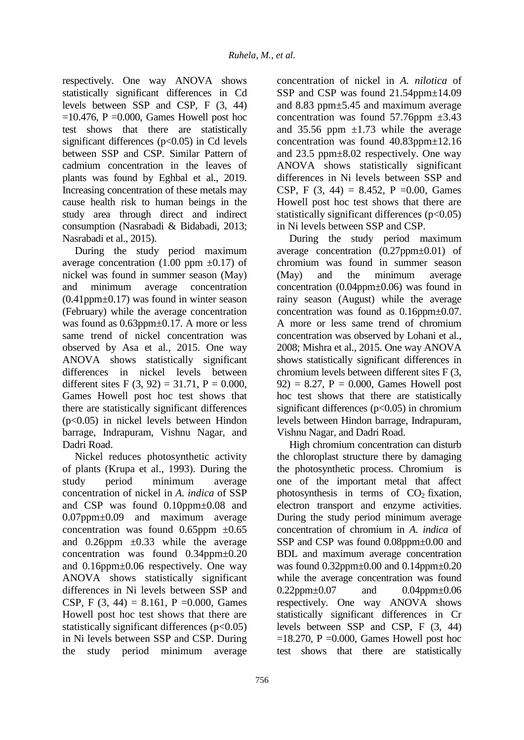respectively. One way ANOVA shows statistically significant differences in Cd levels between SSP and CSP, $F(3, 44) = 10.476$, $P = 0.000$, Games Howell post hoc test shows that there are statistically significant differences ($p<0.05$) in Cd levels between SSP and CSP. Similar Pattern of cadmium concentration in the leaves of plants was found by Eghbal et al., 2019. Increasing concentration of these metals may cause health risk to human beings in the study area through direct and indirect consumption (Nasrabadi & Bidabadi, 2013; Nasrabadi et al., 2015).

During the study period maximum average concentration (1.00 ppm ±0.17) of nickel was found in summer season (May) and minimum average concentration (0.41ppm±0.17) was found in winter season (February) while the average concentration was found as 0.63ppm±0.17. A more or less same trend of nickel concentration was observed by Asa et al., 2015. One way ANOVA shows statistically significant differences in nickel levels between different sites $F(3, 92) = 31.71$, $P = 0.000$, Games Howell post hoc test shows that there are statistically significant differences ($p<0.05$) in nickel levels between Hindon barrage, Indrapuram, Vishnu Nagar, and Dadri Road.

Nickel reduces photosynthetic activity of plants (Krupa et al., 1993). During the study period minimum average concentration of nickel in *A. indica* of SSP and CSP was found 0.10ppm±0.08 and 0.07ppm±0.09 and maximum average concentration was found 0.65ppm ±0.65 and 0.26ppm ±0.33 while the average concentration was found 0.34ppm±0.20 and 0.16ppm±0.06 respectively. One way ANOVA shows statistically significant differences in Ni levels between SSP and CSP, $F(3, 44) = 8.161$, $P = 0.000$, Games Howell post hoc test shows that there are statistically significant differences ($p<0.05$) in Ni levels between SSP and CSP. During the study period minimum average concentration of nickel in *A. nilotica* of SSP and CSP was found 21.54ppm±14.09 and 8.83 ppm±5.45 and maximum average concentration was found 57.76ppm ±3.43 and 35.56 ppm ±1.73 while the average concentration was found 40.83ppm±12.16 and 23.5 ppm±8.02 respectively. One way ANOVA shows statistically significant differences in Ni levels between SSP and CSP, $F(3, 44) = 8.452$, $P = 0.00$, Games Howell post hoc test shows that there are statistically significant differences ($p<0.05$) in Ni levels between SSP and CSP.

During the study period maximum average concentration (0.27ppm±0.01) of chromium was found in summer season (May) and the minimum average concentration (0.04ppm±0.06) was found in rainy season (August) while the average concentration was found as 0.16ppm±0.07. A more or less same trend of chromium concentration was observed by Lohani et al., 2008; Mishra et al., 2015. One way ANOVA shows statistically significant differences in chromium levels between different sites $F(3, 92) = 8.27$, $P = 0.000$, Games Howell post hoc test shows that there are statistically significant differences ($p<0.05$) in chromium levels between Hindon barrage, Indrapuram, Vishnu Nagar, and Dadri Road.

High chromium concentration can disturb the chloroplast structure there by damaging the photosynthetic process. Chromium is one of the important metal that affect photosynthesis in terms of $CO_2$ fixation, electron transport and enzyme activities. During the study period minimum average concentration of chromium in *A. indica* of SSP and CSP was found 0.08ppm±0.00 and BDL and maximum average concentration was found 0.32ppm±0.00 and 0.14ppm±0.20 while the average concentration was found 0.22ppm±0.07 and 0.04ppm±0.06 respectively. One way ANOVA shows statistically significant differences in Cr levels between SSP and CSP, $F(3, 44) = 18.270$, $P = 0.000$, Games Howell post hoc test shows that there are statistically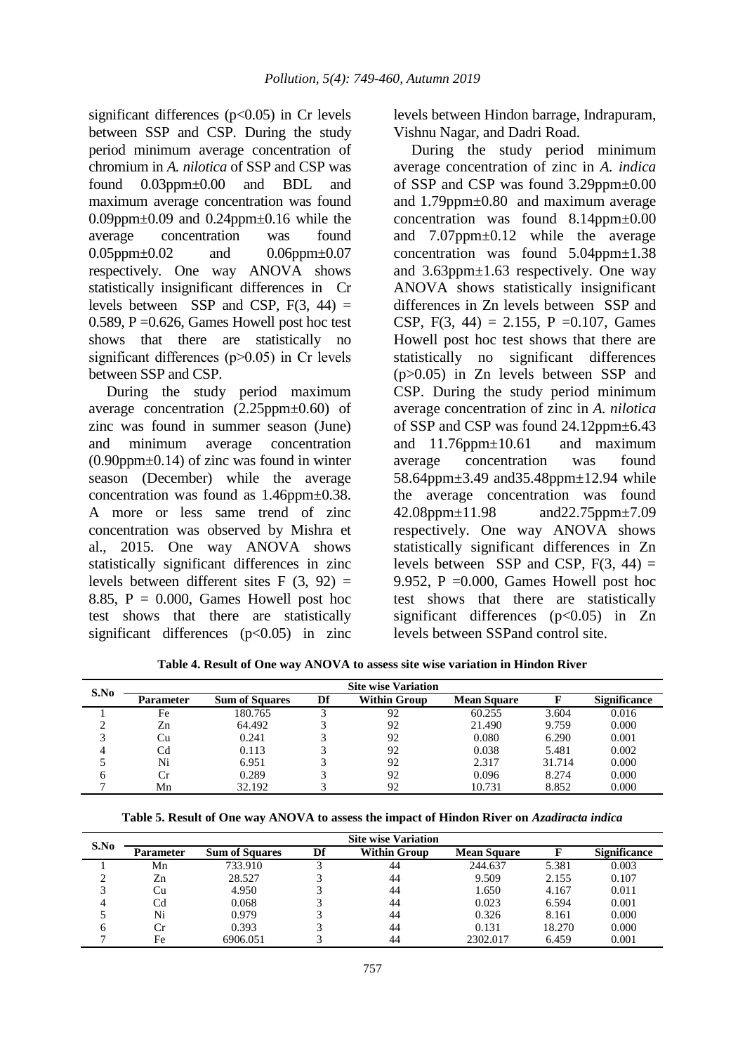significant differences ($p<0.05$) in Cr levels between SSP and CSP. During the study period minimum average concentration of chromium in *A. nilotica* of SSP and CSP was found 0.03ppm±0.00 and BDL and maximum average concentration was found 0.09ppm±0.09 and 0.24ppm±0.16 while the average concentration was found 0.05ppm±0.02 and 0.06ppm±0.07 respectively. One way ANOVA shows statistically insignificant differences in Cr levels between SSP and CSP, $F(3, 44) = 0.589$, $P = 0.626$, Games Howell post hoc test shows that there are statistically no significant differences ($p>0.05$) in Cr levels between SSP and CSP.

During the study period maximum average concentration (2.25ppm±0.60) of zinc was found in summer season (June) and minimum average concentration (0.90ppm±0.14) of zinc was found in winter season (December) while the average concentration was found as 1.46ppm±0.38. A more or less same trend of zinc concentration was observed by Mishra et al., 2015. One way ANOVA shows statistically significant differences in zinc levels between different sites $F(3, 92) = 8.85$, $P = 0.000$, Games Howell post hoc test shows that there are statistically significant differences ($p<0.05$) in zinc levels between Hindon barrage, Indrapuram, Vishnu Nagar, and Dadri Road.

During the study period minimum average concentration of zinc in *A. indica* of SSP and CSP was found 3.29ppm±0.00 and 1.79ppm±0.80 and maximum average concentration was found 8.14ppm±0.00 and 7.07ppm±0.12 while the average concentration was found 5.04ppm±1.38 and 3.63ppm±1.63 respectively. One way ANOVA shows statistically insignificant differences in Zn levels between SSP and CSP, $F(3, 44) = 2.155$, $P = 0.107$, Games Howell post hoc test shows that there are statistically no significant differences ($p>0.05$) in Zn levels between SSP and CSP. During the study period minimum average concentration of zinc in *A. nilotica* of SSP and CSP was found 24.12ppm±6.43 and 11.76ppm±10.61 and maximum average concentration was found 58.64ppm±3.49 and35.48ppm±12.94 while the average concentration was found 42.08ppm±11.98 and22.75ppm±7.09 respectively. One way ANOVA shows statistically significant differences in Zn levels between SSP and CSP, $F(3, 44) = 9.952$, $P = 0.000$, Games Howell post hoc test shows that there are statistically significant differences ($p<0.05$) in Zn levels between SSPand control site.

**Table 4. Result of One way ANOVA to assess site wise variation in Hindon River**

| S.No | Site wise Variation | | | | | | |
|---|---|---|---|---|---|---|---|
| | **Parameter** | **Sum of Squares** | **Df** | **Within Group** | **Mean Square** | **F** | **Significance** |
| 1 | Fe | 180.765 | 3 | 92 | 60.255 | 3.604 | 0.016 |
| 2 | Zn | 64.492 | 3 | 92 | 21.490 | 9.759 | 0.000 |
| 3 | Cu | 0.241 | 3 | 92 | 0.080 | 6.290 | 0.001 |
| 4 | Cd | 0.113 | 3 | 92 | 0.038 | 5.481 | 0.002 |
| 5 | Ni | 6.951 | 3 | 92 | 2.317 | 31.714 | 0.000 |
| 6 | Cr | 0.289 | 3 | 92 | 0.096 | 8.274 | 0.000 |
| 7 | Mn | 32.192 | 3 | 92 | 10.731 | 8.852 | 0.000 |

**Table 5. Result of One way ANOVA to assess the impact of Hindon River on *Azadiracta indica***

| S.No | Site wise Variation | | | | | | |
|---|---|---|---|---|---|---|---|
| | **Parameter** | **Sum of Squares** | **Df** | **Within Group** | **Mean Square** | **F** | **Significance** |
| 1 | Mn | 733.910 | 3 | 44 | 244.637 | 5.381 | 0.003 |
| 2 | Zn | 28.527 | 3 | 44 | 9.509 | 2.155 | 0.107 |
| 3 | Cu | 4.950 | 3 | 44 | 1.650 | 4.167 | 0.011 |
| 4 | Cd | 0.068 | 3 | 44 | 0.023 | 6.594 | 0.001 |
| 5 | Ni | 0.979 | 3 | 44 | 0.326 | 8.161 | 0.000 |
| 6 | Cr | 0.393 | 3 | 44 | 0.131 | 18.270 | 0.000 |
| 7 | Fe | 6906.051 | 3 | 44 | 2302.017 | 6.459 | 0.001 |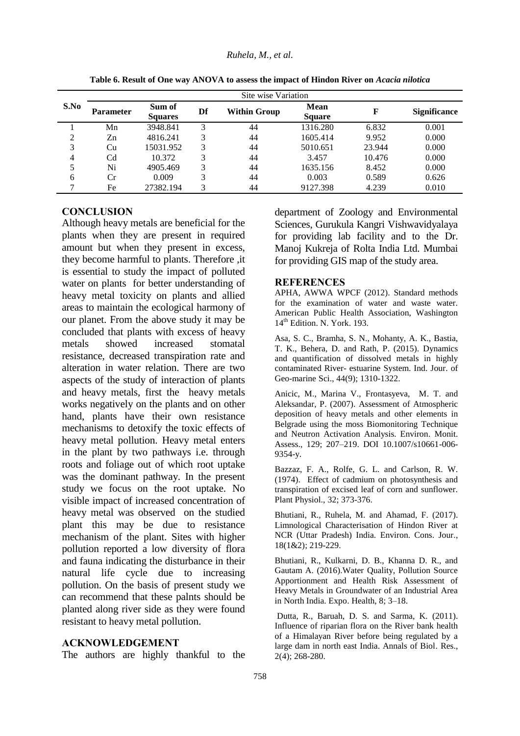**Table 6. Result of One way ANOVA to assess the impact of Hindon River on *Acacia nilotica***

| S.No | Site wise Variation | | | | | | |
|---|---|---|---|---|---|---|---|
| | **Parameter** | **Sum of Squares** | **Df** | **Within Group** | **Mean Square** | **F** | **Significance** |
| 1 | Mn | 3948.841 | 3 | 44 | 1316.280 | 6.832 | 0.001 |
| 2 | Zn | 4816.241 | 3 | 44 | 1605.414 | 9.952 | 0.000 |
| 3 | Cu | 15031.952 | 3 | 44 | 5010.651 | 23.944 | 0.000 |
| 4 | Cd | 10.372 | 3 | 44 | 3.457 | 10.476 | 0.000 |
| 5 | Ni | 4905.469 | 3 | 44 | 1635.156 | 8.452 | 0.000 |
| 6 | Cr | 0.009 | 3 | 44 | 0.003 | 0.589 | 0.626 |
| 7 | Fe | 27382.194 | 3 | 44 | 9127.398 | 4.239 | 0.010 |

## CONCLUSION

Although heavy metals are beneficial for the plants when they are present in required amount but when they present in excess, they become harmful to plants. Therefore ,it is essential to study the impact of polluted water on plants for better understanding of heavy metal toxicity on plants and allied areas to maintain the ecological harmony of our planet. From the above study it may be concluded that plants with excess of heavy metals showed increased stomatal resistance, decreased transpiration rate and alteration in water relation. There are two aspects of the study of interaction of plants and heavy metals, first the heavy metals works negatively on the plants and on other hand, plants have their own resistance mechanisms to detoxify the toxic effects of heavy metal pollution. Heavy metal enters in the plant by two pathways i.e. through roots and foliage out of which root uptake was the dominant pathway. In the present study we focus on the root uptake. No visible impact of increased concentration of heavy metal was observed on the studied plant this may be due to resistance mechanism of the plant. Sites with higher pollution reported a low diversity of flora and fauna indicating the disturbance in their natural life cycle due to increasing pollution. On the basis of present study we can recommend that these palnts should be planted along river side as they were found resistant to heavy metal pollution.

## ACKNOWLEDGEMENT

The authors are highly thankful to the department of Zoology and Environmental Sciences, Gurukula Kangri Vishwavidyalaya for providing lab facility and to the Dr. Manoj Kukreja of Rolta India Ltd. Mumbai for providing GIS map of the study area.

## REFERENCES

APHA, AWWA WPCF (2012). Standard methods for the examination of water and waste water. American Public Health Association, Washington 14th Edition. N. York. 193.

Asa, S. C., Bramha, S. N., Mohanty, A. K., Bastia, T. K., Behera, D. and Rath, P. (2015). Dynamics and quantification of dissolved metals in highly contaminated River- estuarine System. Ind. Jour. of Geo-marine Sci., 44(9); 1310-1322.

Anicic, M., Marina V., Frontasyeva, M. T. and Aleksandar, P. (2007). Assessment of Atmospheric deposition of heavy metals and other elements in Belgrade using the moss Biomonitoring Technique and Neutron Activation Analysis. Environ. Monit. Assess., 129; 207–219. DOI 10.1007/s10661-006-9354-y.

Bazzaz, F. A., Rolfe, G. L. and Carlson, R. W. (1974). Effect of cadmium on photosynthesis and transpiration of excised leaf of corn and sunflower. Plant Physiol., 32; 373-376.

Bhutiani, R., Ruhela, M. and Ahamad, F. (2017). Limnological Characterisation of Hindon River at NCR (Uttar Pradesh) India. Environ. Cons. Jour., 18(1&2); 219-229.

Bhutiani, R., Kulkarni, D. B., Khanna D. R., and Gautam A. (2016).Water Quality, Pollution Source Apportionment and Health Risk Assessment of Heavy Metals in Groundwater of an Industrial Area in North India. Expo. Health, 8; 3–18.

Dutta, R., Baruah, D. S. and Sarma, K. (2011). Influence of riparian flora on the River bank health of a Himalayan River before being regulated by a large dam in north east India. Annals of Biol. Res., 2(4); 268-280.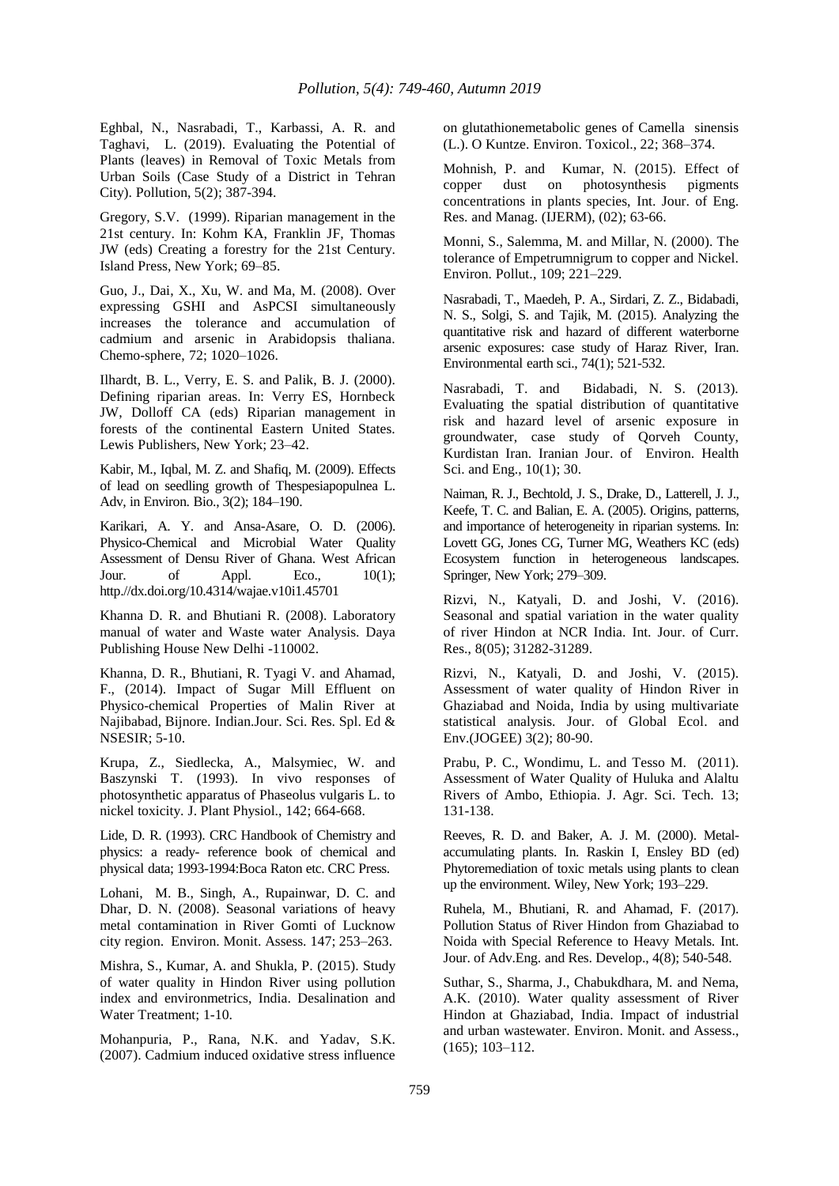Eghbal, N., Nasrabadi, T., Karbassi, A. R. and Taghavi, L. (2019). Evaluating the Potential of Plants (leaves) in Removal of Toxic Metals from Urban Soils (Case Study of a District in Tehran City). Pollution, 5(2); 387-394.

Gregory, S.V. (1999). Riparian management in the 21st century. In: Kohm KA, Franklin JF, Thomas JW (eds) Creating a forestry for the 21st Century. Island Press, New York; 69–85.

Guo, J., Dai, X., Xu, W. and Ma, M. (2008). Over expressing GSHI and AsPCSI simultaneously increases the tolerance and accumulation of cadmium and arsenic in Arabidopsis thaliana. Chemo-sphere, 72; 1020–1026.

Ilhardt, B. L., Verry, E. S. and Palik, B. J. (2000). Defining riparian areas. In: Verry ES, Hornbeck JW, Dolloff CA (eds) Riparian management in forests of the continental Eastern United States. Lewis Publishers, New York; 23–42.

Kabir, M., Iqbal, M. Z. and Shafiq, M. (2009). Effects of lead on seedling growth of Thespesiapopulnea L. Adv, in Environ. Bio., 3(2); 184–190.

Karikari, A. Y. and Ansa-Asare, O. D. (2006). Physico-Chemical and Microbial Water Quality Assessment of Densu River of Ghana. West African Jour. of Appl. Eco., 10(1); http://dx.doi.org/10.4314/wajae.v10i1.45701

Khanna D. R. and Bhutiani R. (2008). Laboratory manual of water and Waste water Analysis. Daya Publishing House New Delhi -110002.

Khanna, D. R., Bhutiani, R. Tyagi V. and Ahamad, F., (2014). Impact of Sugar Mill Effluent on Physico-chemical Properties of Malin River at Najibabad, Bijnore. Indian.Jour. Sci. Res. Spl. Ed & NSESIR; 5-10.

Krupa, Z., Siedlecka, A., Malsymiec, W. and Baszynski T. (1993). In vivo responses of photosynthetic apparatus of Phaseolus vulgaris L. to nickel toxicity. J. Plant Physiol., 142; 664-668.

Lide, D. R. (1993). CRC Handbook of Chemistry and physics: a ready- reference book of chemical and physical data; 1993-1994:Boca Raton etc. CRC Press.

Lohani, M. B., Singh, A., Rupainwar, D. C. and Dhar, D. N. (2008). Seasonal variations of heavy metal contamination in River Gomti of Lucknow city region. Environ. Monit. Assess. 147; 253–263.

Mishra, S., Kumar, A. and Shukla, P. (2015). Study of water quality in Hindon River using pollution index and environmetrics, India. Desalination and Water Treatment; 1-10.

Mohanpuria, P., Rana, N.K. and Yadav, S.K. (2007). Cadmium induced oxidative stress influence on glutathionemetabolic genes of Camella sinensis (L.). O Kuntze. Environ. Toxicol., 22; 368–374.

Mohnish, P. and Kumar, N. (2015). Effect of copper dust on photosynthesis pigments concentrations in plants species, Int. Jour. of Eng. Res. and Manag. (IJERM), (02); 63-66.

Monni, S., Salemma, M. and Millar, N. (2000). The tolerance of Empetrumnigrum to copper and Nickel. Environ. Pollut., 109; 221–229.

Nasrabadi, T., Maedeh, P. A., Sirdari, Z. Z., Bidabadi, N. S., Solgi, S. and Tajik, M. (2015). Analyzing the quantitative risk and hazard of different waterborne arsenic exposures: case study of Haraz River, Iran. Environmental earth sci., 74(1); 521-532.

Nasrabadi, T. and Bidabadi, N. S. (2013). Evaluating the spatial distribution of quantitative risk and hazard level of arsenic exposure in groundwater, case study of Qorveh County, Kurdistan Iran. Iranian Jour. of Environ. Health Sci. and Eng., 10(1); 30.

Naiman, R. J., Bechtold, J. S., Drake, D., Latterell, J. J., Keefe, T. C. and Balian, E. A. (2005). Origins, patterns, and importance of heterogeneity in riparian systems. In: Lovett GG, Jones CG, Turner MG, Weathers KC (eds) Ecosystem function in heterogeneous landscapes. Springer, New York; 279–309.

Rizvi, N., Katyali, D. and Joshi, V. (2016). Seasonal and spatial variation in the water quality of river Hindon at NCR India. Int. Jour. of Curr. Res., 8(05); 31282-31289.

Rizvi, N., Katyali, D. and Joshi, V. (2015). Assessment of water quality of Hindon River in Ghaziabad and Noida, India by using multivariate statistical analysis. Jour. of Global Ecol. and Env.(JOGEE) 3(2); 80-90.

Prabu, P. C., Wondimu, L. and Tesso M. (2011). Assessment of Water Quality of Huluka and Alaltu Rivers of Ambo, Ethiopia. J. Agr. Sci. Tech. 13; 131-138.

Reeves, R. D. and Baker, A. J. M. (2000). Metal-accumulating plants. In. Raskin I, Ensley BD (ed) Phytoremediation of toxic metals using plants to clean up the environment. Wiley, New York; 193–229.

Ruhela, M., Bhutiani, R. and Ahamad, F. (2017). Pollution Status of River Hindon from Ghaziabad to Noida with Special Reference to Heavy Metals. Int. Jour. of Adv.Eng. and Res. Develop., 4(8); 540-548.

Suthar, S., Sharma, J., Chabukdhara, M. and Nema, A.K. (2010). Water quality assessment of River Hindon at Ghaziabad, India. Impact of industrial and urban wastewater. Environ. Monit. and Assess., (165); 103–112.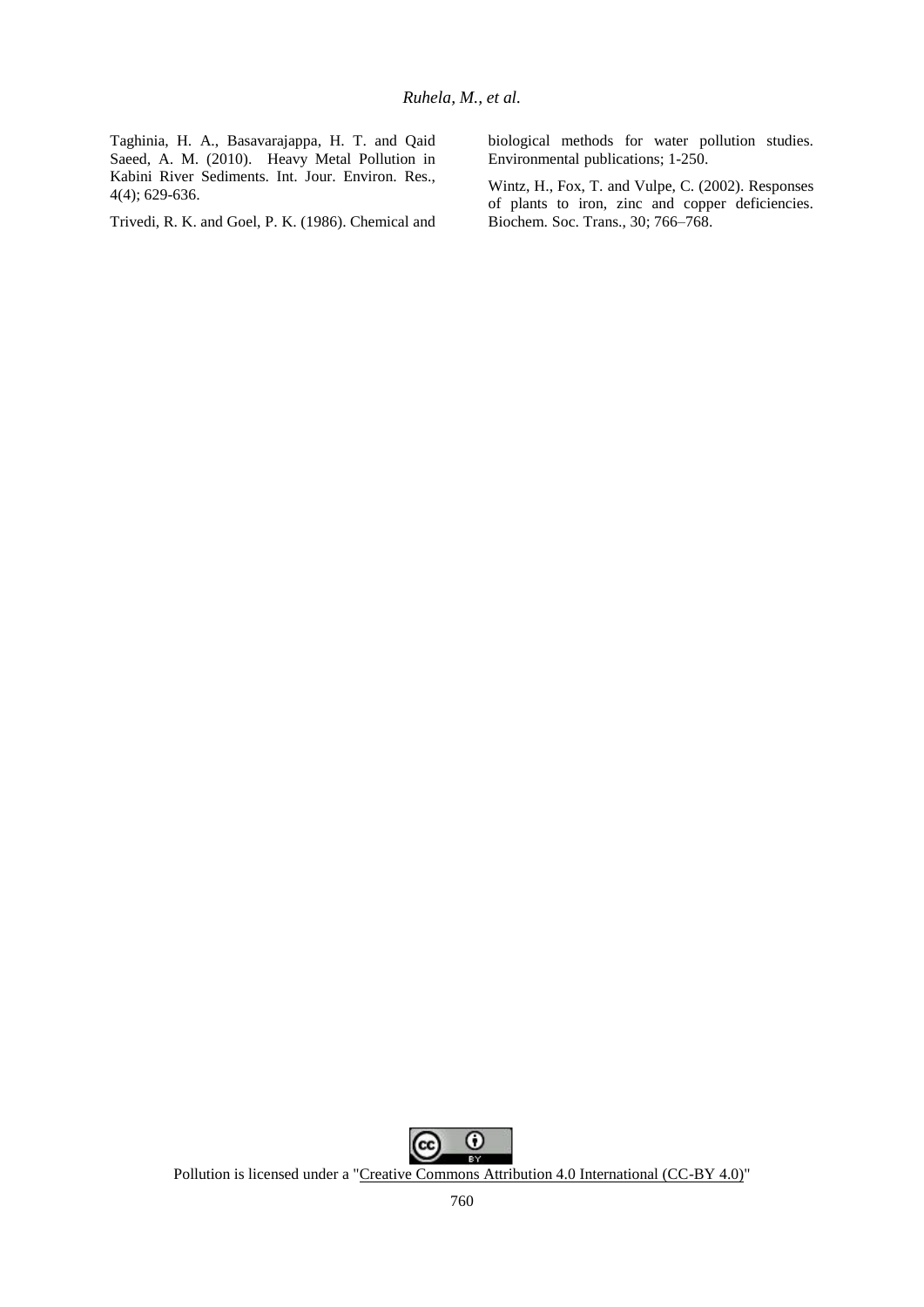Taghinia, H. A., Basavarajappa, H. T. and Qaid Saeed, A. M. (2010). Heavy Metal Pollution in Kabini River Sediments. Int. Jour. Environ. Res., 4(4); 629-636.

Trivedi, R. K. and Goel, P. K. (1986). Chemical and biological methods for water pollution studies. Environmental publications; 1-250.

Wintz, H., Fox, T. and Vulpe, C. (2002). Responses of plants to iron, zinc and copper deficiencies. Biochem. Soc. Trans., 30; 766–768.

Pollution is licensed under a "Creative Commons Attribution 4.0 International (CC-BY 4.0)"